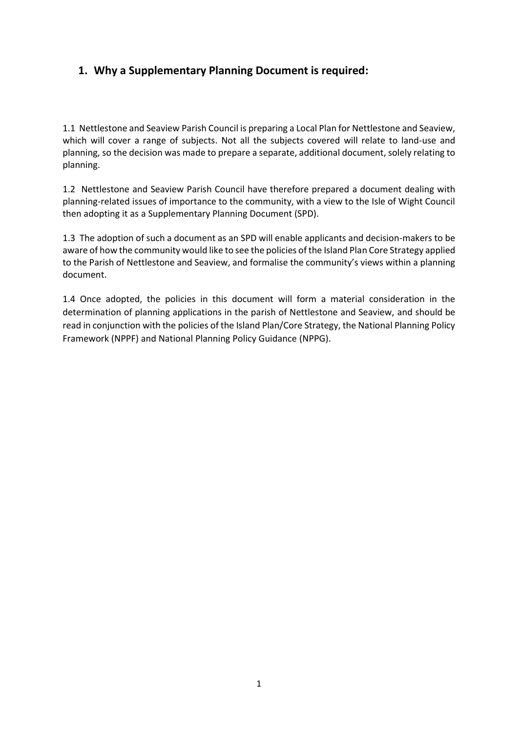## 1. Why a Supplementary Planning Document is required:

1.1 Nettlestone and Seaview Parish Council is preparing a Local Plan for Nettlestone and Seaview, which will cover a range of subjects. Not all the subjects covered will relate to land-use and planning, so the decision was made to prepare a separate, additional document, solely relating to planning.

1.2 Nettlestone and Seaview Parish Council have therefore prepared a document dealing with planning-related issues of importance to the community, with a view to the Isle of Wight Council then adopting it as a Supplementary Planning Document (SPD).

1.3 The adoption of such a document as an SPD will enable applicants and decision-makers to be aware of how the community would like to see the policies of the Island Plan Core Strategy applied to the Parish of Nettlestone and Seaview, and formalise the community's views within a planning document.

1.4 Once adopted, the policies in this document will form a material consideration in the determination of planning applications in the parish of Nettlestone and Seaview, and should be read in conjunction with the policies of the Island Plan/Core Strategy, the National Planning Policy Framework (NPPF) and National Planning Policy Guidance (NPPG).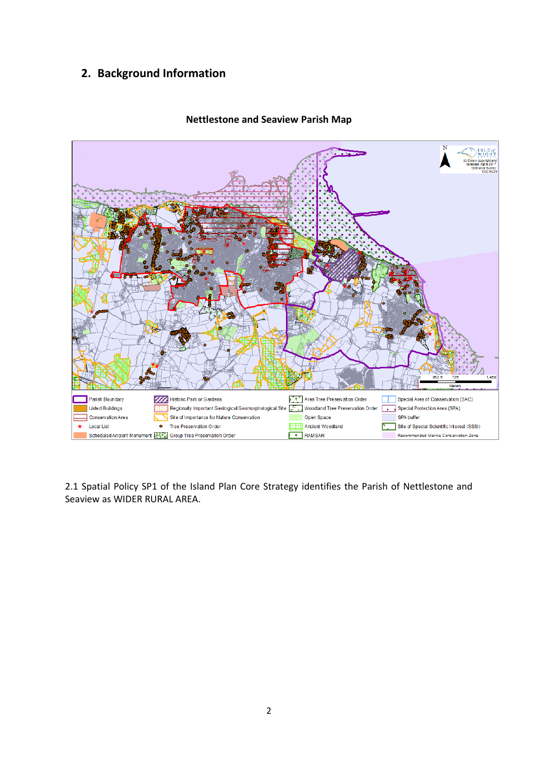## 2. Background Information

**Nettlestone and Seaview Parish Map**

2.1 Spatial Policy SP1 of the Island Plan Core Strategy identifies the Parish of Nettlestone and Seaview as WIDER RURAL AREA.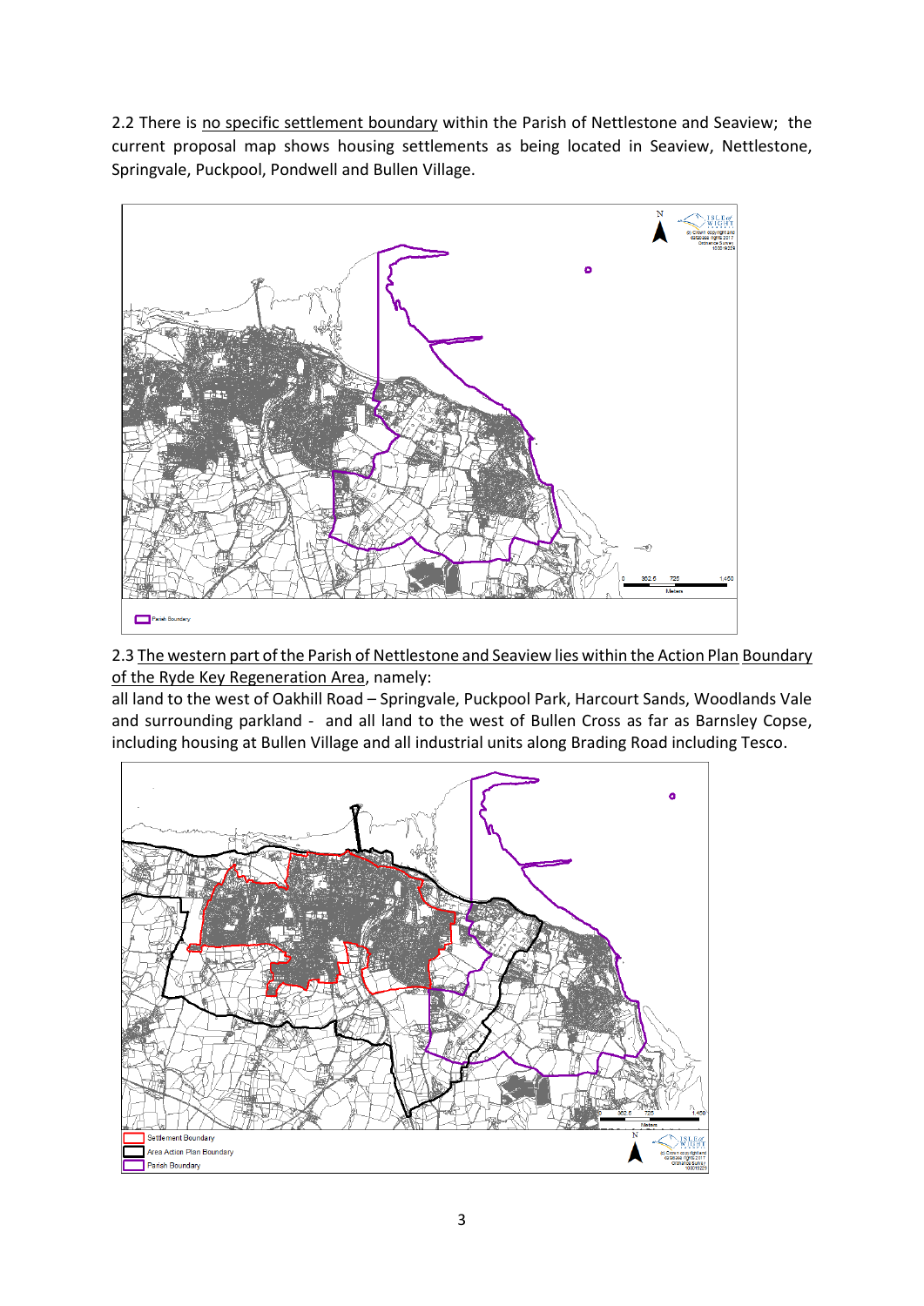2.2 There is no specific settlement boundary within the Parish of Nettlestone and Seaview; the current proposal map shows housing settlements as being located in Seaview, Nettlestone, Springvale, Puckpool, Pondwell and Bullen Village.

2.3 The western part of the Parish of Nettlestone and Seaview lies within the Action Plan Boundary of the Ryde Key Regeneration Area, namely:

all land to the west of Oakhill Road – Springvale, Puckpool Park, Harcourt Sands, Woodlands Vale and surrounding parkland - and all land to the west of Bullen Cross as far as Barnsley Copse, including housing at Bullen Village and all industrial units along Brading Road including Tesco.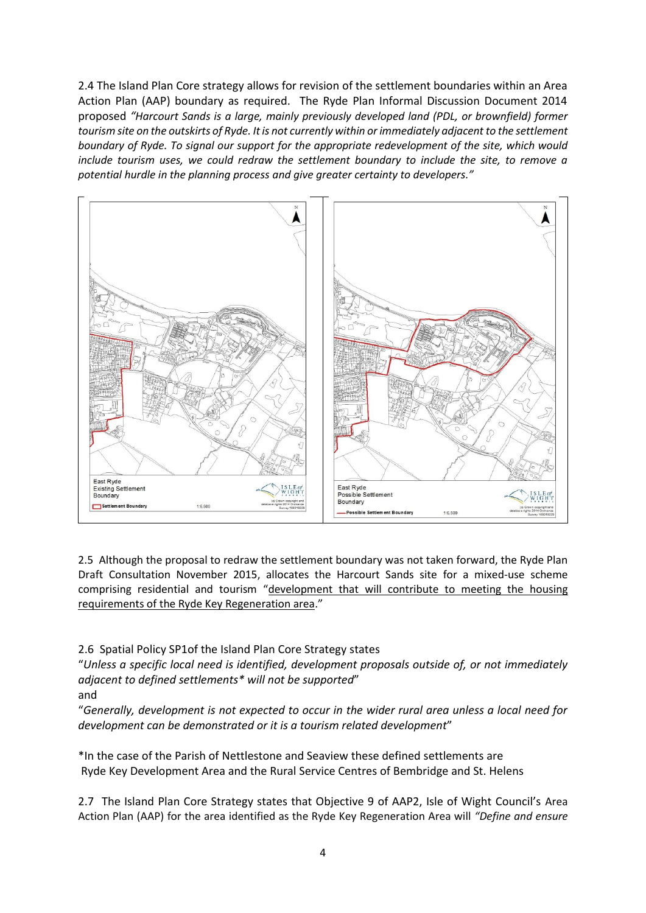2.4 The Island Plan Core strategy allows for revision of the settlement boundaries within an Area Action Plan (AAP) boundary as required. The Ryde Plan Informal Discussion Document 2014 proposed *"Harcourt Sands is a large, mainly previously developed land (PDL, or brownfield) former tourism site on the outskirts of Ryde. It is not currently within or immediately adjacent to the settlement boundary of Ryde. To signal our support for the appropriate redevelopment of the site, which would include tourism uses, we could redraw the settlement boundary to include the site, to remove a potential hurdle in the planning process and give greater certainty to developers."*

East Ryde Existing Settlement Boundary — Settlement Boundary — 1:6,500

East Ryde Possible Settlement Boundary — Possible Settlement Boundary — 1:6,500

2.5 Although the proposal to redraw the settlement boundary was not taken forward, the Ryde Plan Draft Consultation November 2015, allocates the Harcourt Sands site for a mixed-use scheme comprising residential and tourism "development that will contribute to meeting the housing requirements of the Ryde Key Regeneration area."

2.6 Spatial Policy SP1of the Island Plan Core Strategy states

"*Unless a specific local need is identified, development proposals outside of, or not immediately adjacent to defined settlements* will not be supported*"

and

"*Generally, development is not expected to occur in the wider rural area unless a local need for development can be demonstrated or it is a tourism related development*"

*In the case of the Parish of Nettlestone and Seaview these defined settlements are Ryde Key Development Area and the Rural Service Centres of Bembridge and St. Helens

2.7 The Island Plan Core Strategy states that Objective 9 of AAP2, Isle of Wight Council's Area Action Plan (AAP) for the area identified as the Ryde Key Regeneration Area will *"Define and ensure*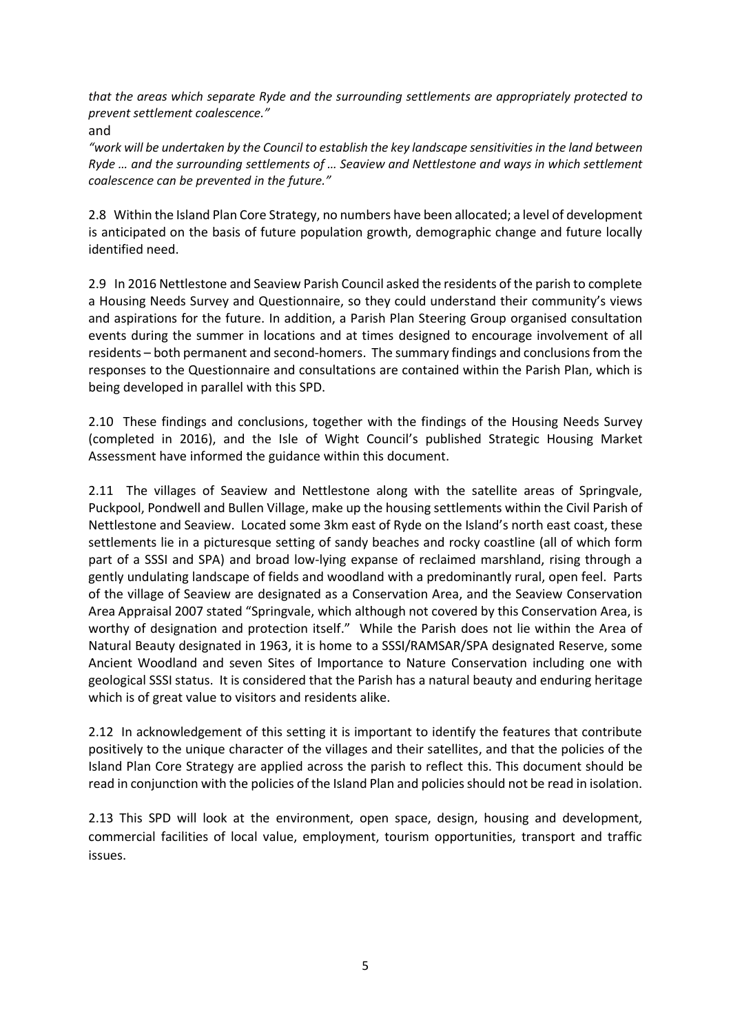*that the areas which separate Ryde and the surrounding settlements are appropriately protected to prevent settlement coalescence."*

and

*"work will be undertaken by the Council to establish the key landscape sensitivities in the land between Ryde … and the surrounding settlements of … Seaview and Nettlestone and ways in which settlement coalescence can be prevented in the future."*

2.8 Within the Island Plan Core Strategy, no numbers have been allocated; a level of development is anticipated on the basis of future population growth, demographic change and future locally identified need.

2.9 In 2016 Nettlestone and Seaview Parish Council asked the residents of the parish to complete a Housing Needs Survey and Questionnaire, so they could understand their community's views and aspirations for the future. In addition, a Parish Plan Steering Group organised consultation events during the summer in locations and at times designed to encourage involvement of all residents – both permanent and second-homers. The summary findings and conclusions from the responses to the Questionnaire and consultations are contained within the Parish Plan, which is being developed in parallel with this SPD.

2.10 These findings and conclusions, together with the findings of the Housing Needs Survey (completed in 2016), and the Isle of Wight Council's published Strategic Housing Market Assessment have informed the guidance within this document.

2.11 The villages of Seaview and Nettlestone along with the satellite areas of Springvale, Puckpool, Pondwell and Bullen Village, make up the housing settlements within the Civil Parish of Nettlestone and Seaview. Located some 3km east of Ryde on the Island's north east coast, these settlements lie in a picturesque setting of sandy beaches and rocky coastline (all of which form part of a SSSI and SPA) and broad low-lying expanse of reclaimed marshland, rising through a gently undulating landscape of fields and woodland with a predominantly rural, open feel. Parts of the village of Seaview are designated as a Conservation Area, and the Seaview Conservation Area Appraisal 2007 stated "Springvale, which although not covered by this Conservation Area, is worthy of designation and protection itself." While the Parish does not lie within the Area of Natural Beauty designated in 1963, it is home to a SSSI/RAMSAR/SPA designated Reserve, some Ancient Woodland and seven Sites of Importance to Nature Conservation including one with geological SSSI status. It is considered that the Parish has a natural beauty and enduring heritage which is of great value to visitors and residents alike.

2.12 In acknowledgement of this setting it is important to identify the features that contribute positively to the unique character of the villages and their satellites, and that the policies of the Island Plan Core Strategy are applied across the parish to reflect this. This document should be read in conjunction with the policies of the Island Plan and policies should not be read in isolation.

2.13 This SPD will look at the environment, open space, design, housing and development, commercial facilities of local value, employment, tourism opportunities, transport and traffic issues.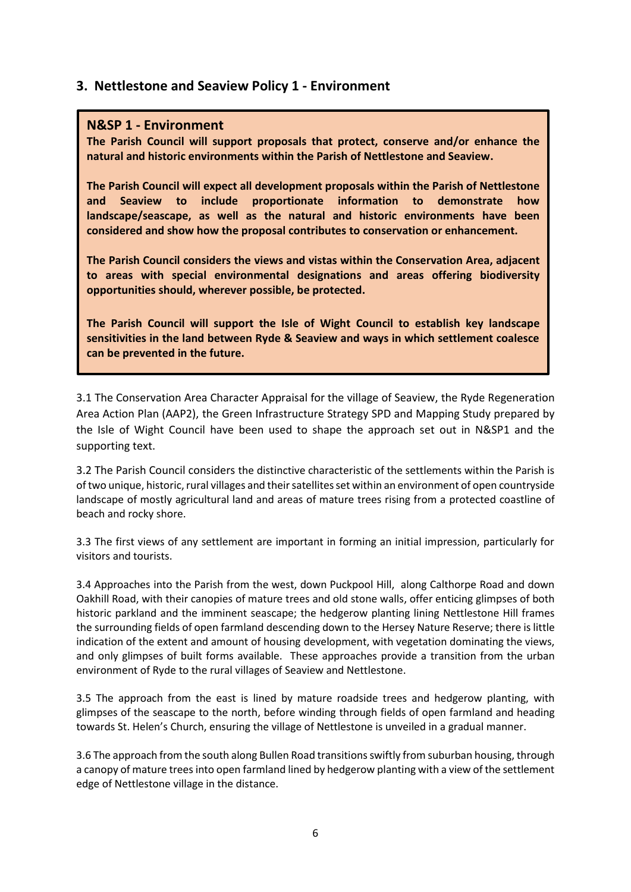## 3. Nettlestone and Seaview Policy 1 - Environment

> ### N&SP 1 - Environment
>
> **The Parish Council will support proposals that protect, conserve and/or enhance the natural and historic environments within the Parish of Nettlestone and Seaview.**
>
> **The Parish Council will expect all development proposals within the Parish of Nettlestone and Seaview to include proportionate information to demonstrate how landscape/seascape, as well as the natural and historic environments have been considered and show how the proposal contributes to conservation or enhancement.**
>
> **The Parish Council considers the views and vistas within the Conservation Area, adjacent to areas with special environmental designations and areas offering biodiversity opportunities should, wherever possible, be protected.**
>
> **The Parish Council will support the Isle of Wight Council to establish key landscape sensitivities in the land between Ryde & Seaview and ways in which settlement coalesce can be prevented in the future.**

3.1 The Conservation Area Character Appraisal for the village of Seaview, the Ryde Regeneration Area Action Plan (AAP2), the Green Infrastructure Strategy SPD and Mapping Study prepared by the Isle of Wight Council have been used to shape the approach set out in N&SP1 and the supporting text.

3.2 The Parish Council considers the distinctive characteristic of the settlements within the Parish is of two unique, historic, rural villages and their satellites set within an environment of open countryside landscape of mostly agricultural land and areas of mature trees rising from a protected coastline of beach and rocky shore.

3.3 The first views of any settlement are important in forming an initial impression, particularly for visitors and tourists.

3.4 Approaches into the Parish from the west, down Puckpool Hill, along Calthorpe Road and down Oakhill Road, with their canopies of mature trees and old stone walls, offer enticing glimpses of both historic parkland and the imminent seascape; the hedgerow planting lining Nettlestone Hill frames the surrounding fields of open farmland descending down to the Hersey Nature Reserve; there is little indication of the extent and amount of housing development, with vegetation dominating the views, and only glimpses of built forms available. These approaches provide a transition from the urban environment of Ryde to the rural villages of Seaview and Nettlestone.

3.5 The approach from the east is lined by mature roadside trees and hedgerow planting, with glimpses of the seascape to the north, before winding through fields of open farmland and heading towards St. Helen's Church, ensuring the village of Nettlestone is unveiled in a gradual manner.

3.6 The approach from the south along Bullen Road transitions swiftly from suburban housing, through a canopy of mature trees into open farmland lined by hedgerow planting with a view of the settlement edge of Nettlestone village in the distance.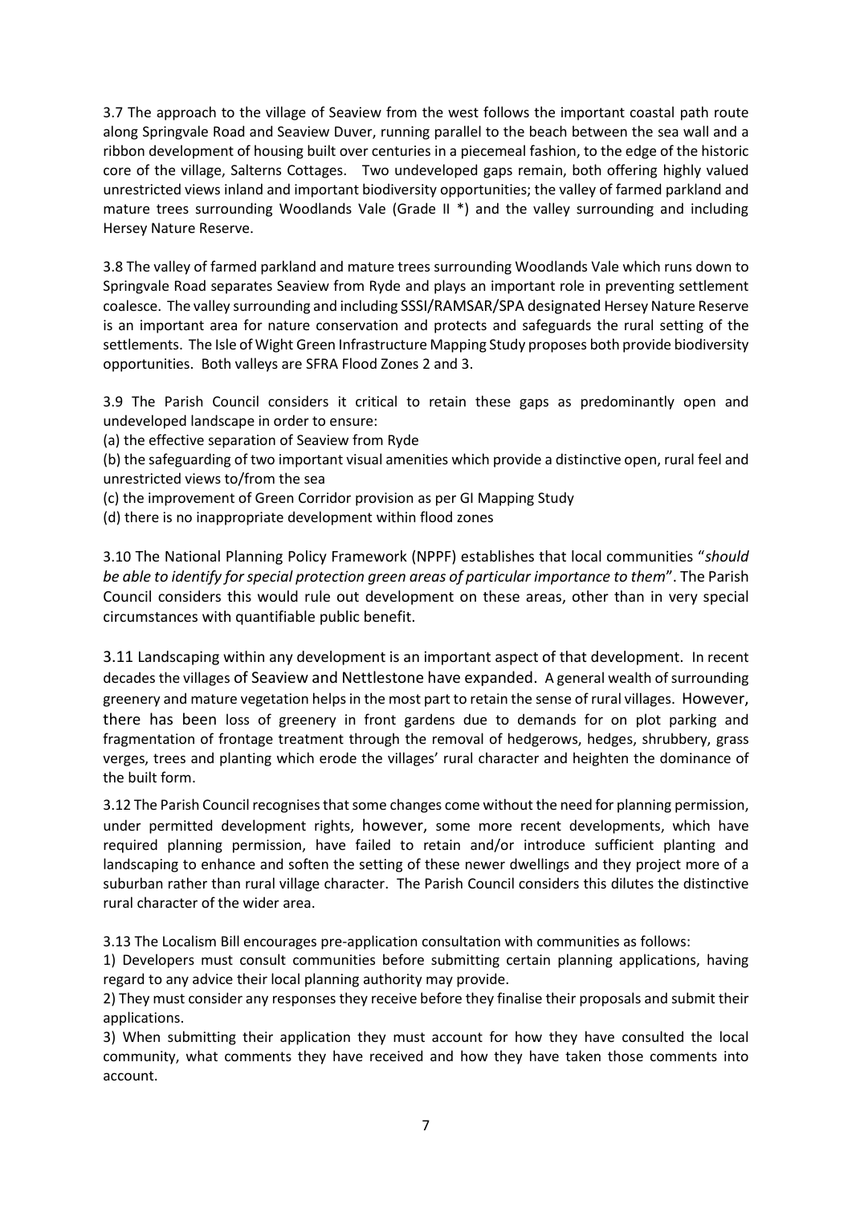3.7 The approach to the village of Seaview from the west follows the important coastal path route along Springvale Road and Seaview Duver, running parallel to the beach between the sea wall and a ribbon development of housing built over centuries in a piecemeal fashion, to the edge of the historic core of the village, Salterns Cottages. Two undeveloped gaps remain, both offering highly valued unrestricted views inland and important biodiversity opportunities; the valley of farmed parkland and mature trees surrounding Woodlands Vale (Grade II *) and the valley surrounding and including Hersey Nature Reserve.

3.8 The valley of farmed parkland and mature trees surrounding Woodlands Vale which runs down to Springvale Road separates Seaview from Ryde and plays an important role in preventing settlement coalesce. The valley surrounding and including SSSI/RAMSAR/SPA designated Hersey Nature Reserve is an important area for nature conservation and protects and safeguards the rural setting of the settlements. The Isle of Wight Green Infrastructure Mapping Study proposes both provide biodiversity opportunities. Both valleys are SFRA Flood Zones 2 and 3.

3.9 The Parish Council considers it critical to retain these gaps as predominantly open and undeveloped landscape in order to ensure:

(a) the effective separation of Seaview from Ryde

(b) the safeguarding of two important visual amenities which provide a distinctive open, rural feel and unrestricted views to/from the sea

(c) the improvement of Green Corridor provision as per GI Mapping Study

(d) there is no inappropriate development within flood zones

3.10 The National Planning Policy Framework (NPPF) establishes that local communities "*should be able to identify for special protection green areas of particular importance to them*". The Parish Council considers this would rule out development on these areas, other than in very special circumstances with quantifiable public benefit.

3.11 Landscaping within any development is an important aspect of that development. In recent decades the villages of Seaview and Nettlestone have expanded. A general wealth of surrounding greenery and mature vegetation helps in the most part to retain the sense of rural villages. However, there has been loss of greenery in front gardens due to demands for on plot parking and fragmentation of frontage treatment through the removal of hedgerows, hedges, shrubbery, grass verges, trees and planting which erode the villages' rural character and heighten the dominance of the built form.

3.12 The Parish Council recognises that some changes come without the need for planning permission, under permitted development rights, however, some more recent developments, which have required planning permission, have failed to retain and/or introduce sufficient planting and landscaping to enhance and soften the setting of these newer dwellings and they project more of a suburban rather than rural village character. The Parish Council considers this dilutes the distinctive rural character of the wider area.

3.13 The Localism Bill encourages pre-application consultation with communities as follows:

1) Developers must consult communities before submitting certain planning applications, having regard to any advice their local planning authority may provide.

2) They must consider any responses they receive before they finalise their proposals and submit their applications.

3) When submitting their application they must account for how they have consulted the local community, what comments they have received and how they have taken those comments into account.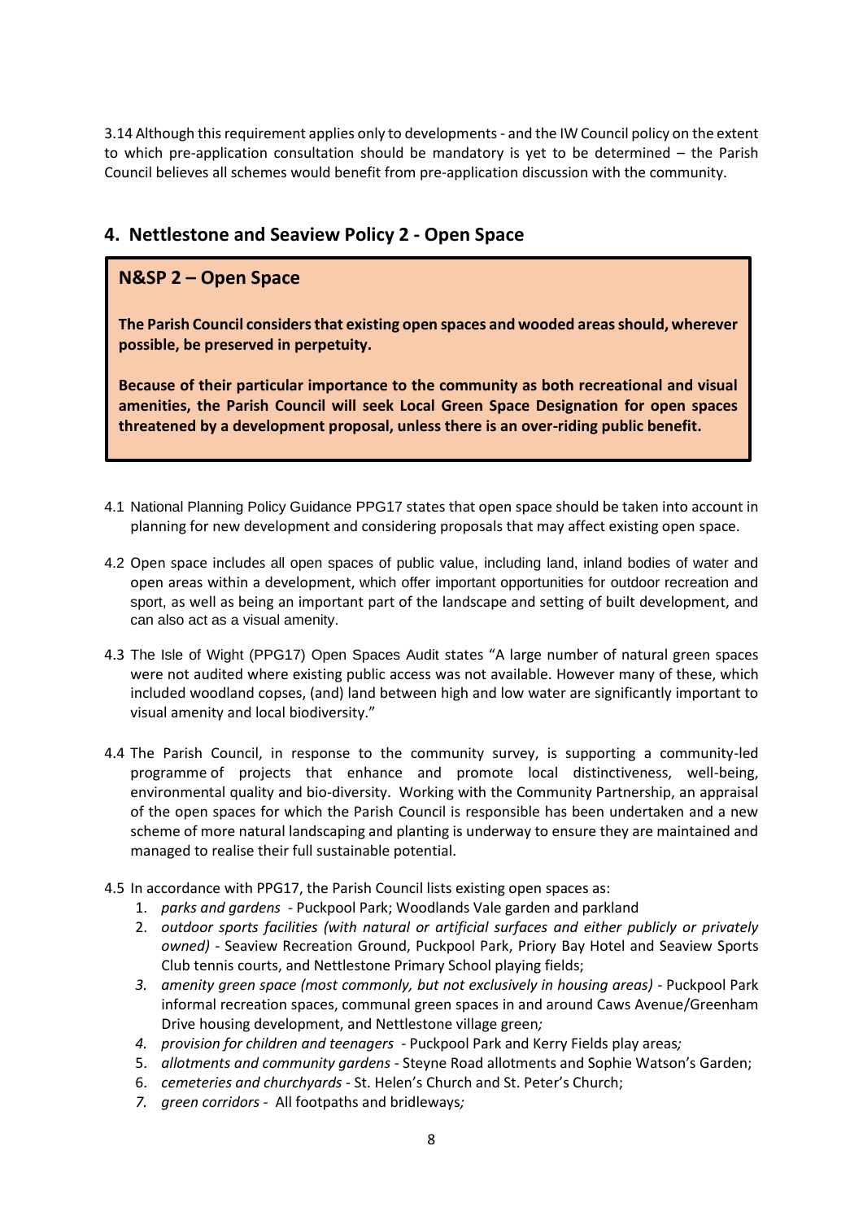3.14 Although this requirement applies only to developments - and the IW Council policy on the extent to which pre-application consultation should be mandatory is yet to be determined – the Parish Council believes all schemes would benefit from pre-application discussion with the community.

## 4. Nettlestone and Seaview Policy 2 - Open Space

### N&SP 2 – Open Space

**The Parish Council considers that existing open spaces and wooded areas should, wherever possible, be preserved in perpetuity.**

**Because of their particular importance to the community as both recreational and visual amenities, the Parish Council will seek Local Green Space Designation for open spaces threatened by a development proposal, unless there is an over-riding public benefit.**

4.1 National Planning Policy Guidance PPG17 states that open space should be taken into account in planning for new development and considering proposals that may affect existing open space.

4.2 Open space includes all open spaces of public value, including land, inland bodies of water and open areas within a development, which offer important opportunities for outdoor recreation and sport, as well as being an important part of the landscape and setting of built development, and can also act as a visual amenity.

4.3 The Isle of Wight (PPG17) Open Spaces Audit states "A large number of natural green spaces were not audited where existing public access was not available. However many of these, which included woodland copses, (and) land between high and low water are significantly important to visual amenity and local biodiversity."

4.4 The Parish Council, in response to the community survey, is supporting a community-led programme of projects that enhance and promote local distinctiveness, well-being, environmental quality and bio-diversity. Working with the Community Partnership, an appraisal of the open spaces for which the Parish Council is responsible has been undertaken and a new scheme of more natural landscaping and planting is underway to ensure they are maintained and managed to realise their full sustainable potential.

4.5 In accordance with PPG17, the Parish Council lists existing open spaces as:

1. *parks and gardens* - Puckpool Park; Woodlands Vale garden and parkland
2. *outdoor sports facilities (with natural or artificial surfaces and either publicly or privately owned)* - Seaview Recreation Ground, Puckpool Park, Priory Bay Hotel and Seaview Sports Club tennis courts, and Nettlestone Primary School playing fields;
3. *amenity green space (most commonly, but not exclusively in housing areas)* - Puckpool Park informal recreation spaces, communal green spaces in and around Caws Avenue/Greenham Drive housing development, and Nettlestone village green*;*
4. *provision for children and teenagers* - Puckpool Park and Kerry Fields play areas*;*
5. *allotments and community gardens* - Steyne Road allotments and Sophie Watson's Garden;
6. *cemeteries and churchyards* - St. Helen's Church and St. Peter's Church;
7. *green corridors* - All footpaths and bridleways*;*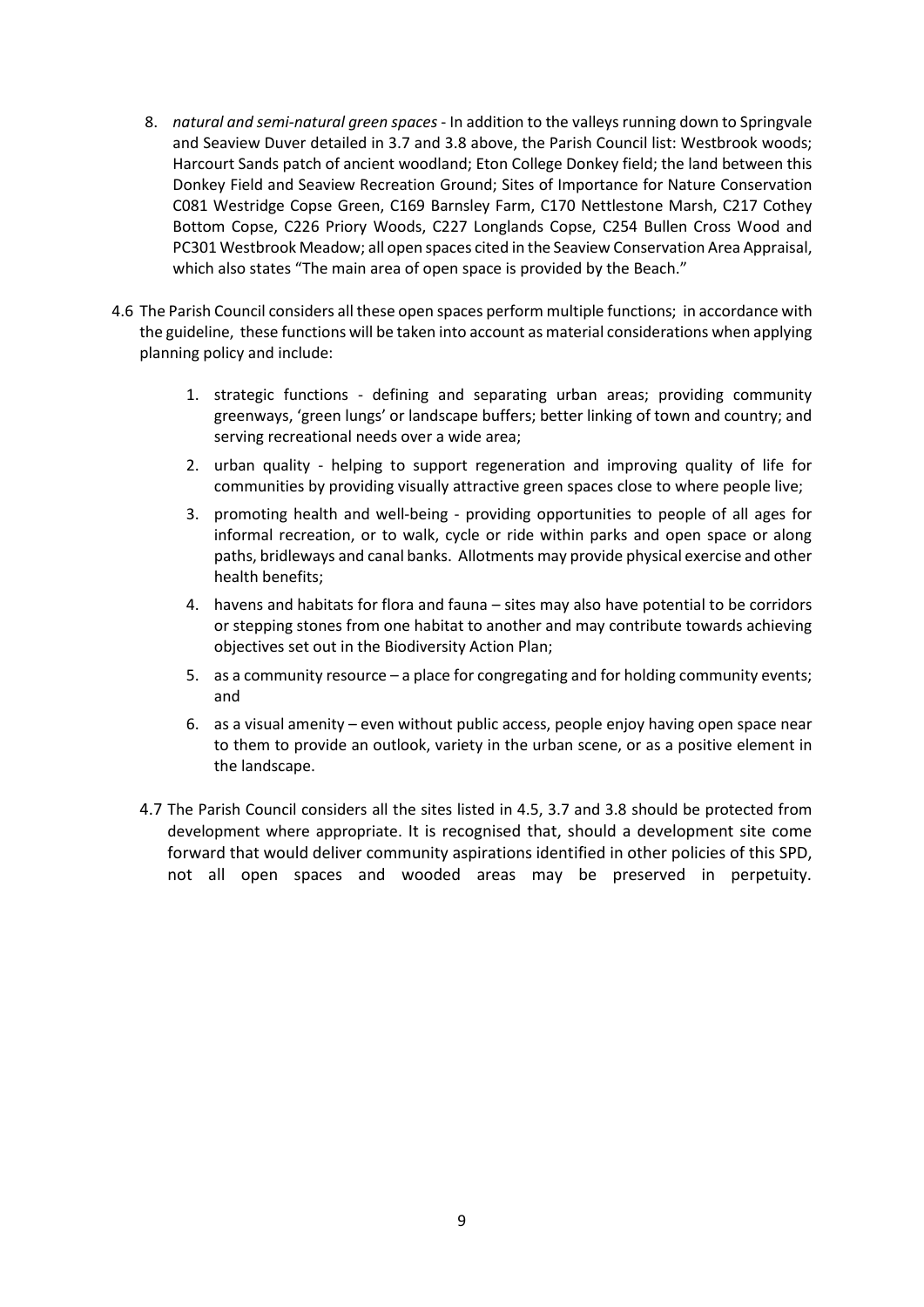8. *natural and semi-natural green spaces* - In addition to the valleys running down to Springvale and Seaview Duver detailed in 3.7 and 3.8 above, the Parish Council list: Westbrook woods; Harcourt Sands patch of ancient woodland; Eton College Donkey field; the land between this Donkey Field and Seaview Recreation Ground; Sites of Importance for Nature Conservation C081 Westridge Copse Green, C169 Barnsley Farm, C170 Nettlestone Marsh, C217 Cothey Bottom Copse, C226 Priory Woods, C227 Longlands Copse, C254 Bullen Cross Wood and PC301 Westbrook Meadow; all open spaces cited in the Seaview Conservation Area Appraisal, which also states "The main area of open space is provided by the Beach."

4.6 The Parish Council considers all these open spaces perform multiple functions; in accordance with the guideline, these functions will be taken into account as material considerations when applying planning policy and include:

1. strategic functions - defining and separating urban areas; providing community greenways, 'green lungs' or landscape buffers; better linking of town and country; and serving recreational needs over a wide area;
2. urban quality - helping to support regeneration and improving quality of life for communities by providing visually attractive green spaces close to where people live;
3. promoting health and well-being - providing opportunities to people of all ages for informal recreation, or to walk, cycle or ride within parks and open space or along paths, bridleways and canal banks. Allotments may provide physical exercise and other health benefits;
4. havens and habitats for flora and fauna – sites may also have potential to be corridors or stepping stones from one habitat to another and may contribute towards achieving objectives set out in the Biodiversity Action Plan;
5. as a community resource – a place for congregating and for holding community events; and
6. as a visual amenity – even without public access, people enjoy having open space near to them to provide an outlook, variety in the urban scene, or as a positive element in the landscape.

4.7 The Parish Council considers all the sites listed in 4.5, 3.7 and 3.8 should be protected from development where appropriate. It is recognised that, should a development site come forward that would deliver community aspirations identified in other policies of this SPD, not all open spaces and wooded areas may be preserved in perpetuity.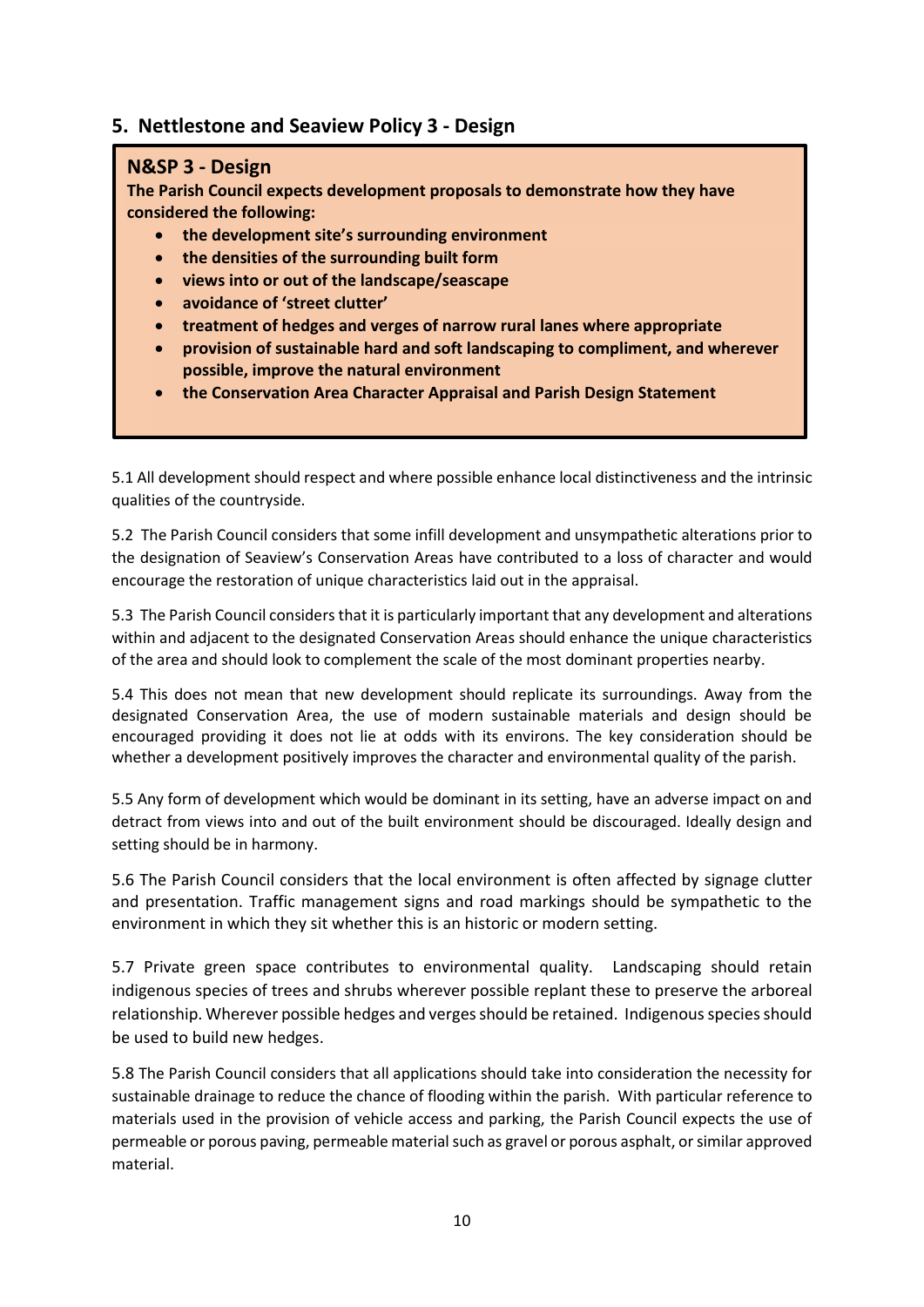## 5. Nettlestone and Seaview Policy 3 - Design

> **N&SP 3 - Design**
>
> **The Parish Council expects development proposals to demonstrate how they have considered the following:**
>
> - **the development site's surrounding environment**
> - **the densities of the surrounding built form**
> - **views into or out of the landscape/seascape**
> - **avoidance of 'street clutter'**
> - **treatment of hedges and verges of narrow rural lanes where appropriate**
> - **provision of sustainable hard and soft landscaping to compliment, and wherever possible, improve the natural environment**
> - **the Conservation Area Character Appraisal and Parish Design Statement**

5.1 All development should respect and where possible enhance local distinctiveness and the intrinsic qualities of the countryside.

5.2 The Parish Council considers that some infill development and unsympathetic alterations prior to the designation of Seaview's Conservation Areas have contributed to a loss of character and would encourage the restoration of unique characteristics laid out in the appraisal.

5.3 The Parish Council considers that it is particularly important that any development and alterations within and adjacent to the designated Conservation Areas should enhance the unique characteristics of the area and should look to complement the scale of the most dominant properties nearby.

5.4 This does not mean that new development should replicate its surroundings. Away from the designated Conservation Area, the use of modern sustainable materials and design should be encouraged providing it does not lie at odds with its environs. The key consideration should be whether a development positively improves the character and environmental quality of the parish.

5.5 Any form of development which would be dominant in its setting, have an adverse impact on and detract from views into and out of the built environment should be discouraged. Ideally design and setting should be in harmony.

5.6 The Parish Council considers that the local environment is often affected by signage clutter and presentation. Traffic management signs and road markings should be sympathetic to the environment in which they sit whether this is an historic or modern setting.

5.7 Private green space contributes to environmental quality. Landscaping should retain indigenous species of trees and shrubs wherever possible replant these to preserve the arboreal relationship. Wherever possible hedges and verges should be retained. Indigenous species should be used to build new hedges.

5.8 The Parish Council considers that all applications should take into consideration the necessity for sustainable drainage to reduce the chance of flooding within the parish. With particular reference to materials used in the provision of vehicle access and parking, the Parish Council expects the use of permeable or porous paving, permeable material such as gravel or porous asphalt, or similar approved material.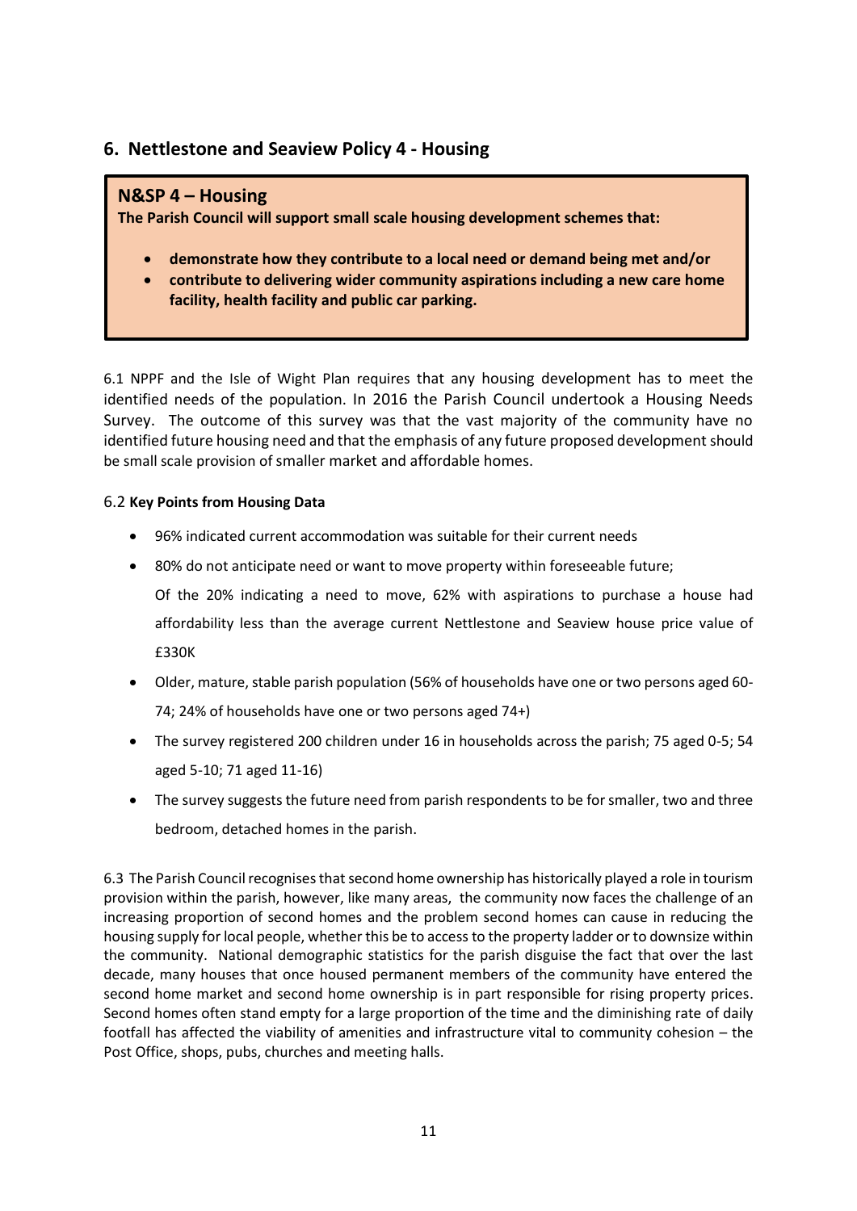## 6. Nettlestone and Seaview Policy 4 - Housing

### N&SP 4 – Housing

**The Parish Council will support small scale housing development schemes that:**

- **demonstrate how they contribute to a local need or demand being met and/or**
- **contribute to delivering wider community aspirations including a new care home facility, health facility and public car parking.**

6.1 NPPF and the Isle of Wight Plan requires that any housing development has to meet the identified needs of the population. In 2016 the Parish Council undertook a Housing Needs Survey. The outcome of this survey was that the vast majority of the community have no identified future housing need and that the emphasis of any future proposed development should be small scale provision of smaller market and affordable homes.

6.2 **Key Points from Housing Data**

- 96% indicated current accommodation was suitable for their current needs
- 80% do not anticipate need or want to move property within foreseeable future;

  Of the 20% indicating a need to move, 62% with aspirations to purchase a house had affordability less than the average current Nettlestone and Seaview house price value of £330K
- Older, mature, stable parish population (56% of households have one or two persons aged 60-74; 24% of households have one or two persons aged 74+)
- The survey registered 200 children under 16 in households across the parish; 75 aged 0-5; 54 aged 5-10; 71 aged 11-16)
- The survey suggests the future need from parish respondents to be for smaller, two and three bedroom, detached homes in the parish.

6.3 The Parish Council recognises that second home ownership has historically played a role in tourism provision within the parish, however, like many areas, the community now faces the challenge of an increasing proportion of second homes and the problem second homes can cause in reducing the housing supply for local people, whether this be to access to the property ladder or to downsize within the community. National demographic statistics for the parish disguise the fact that over the last decade, many houses that once housed permanent members of the community have entered the second home market and second home ownership is in part responsible for rising property prices. Second homes often stand empty for a large proportion of the time and the diminishing rate of daily footfall has affected the viability of amenities and infrastructure vital to community cohesion – the Post Office, shops, pubs, churches and meeting halls.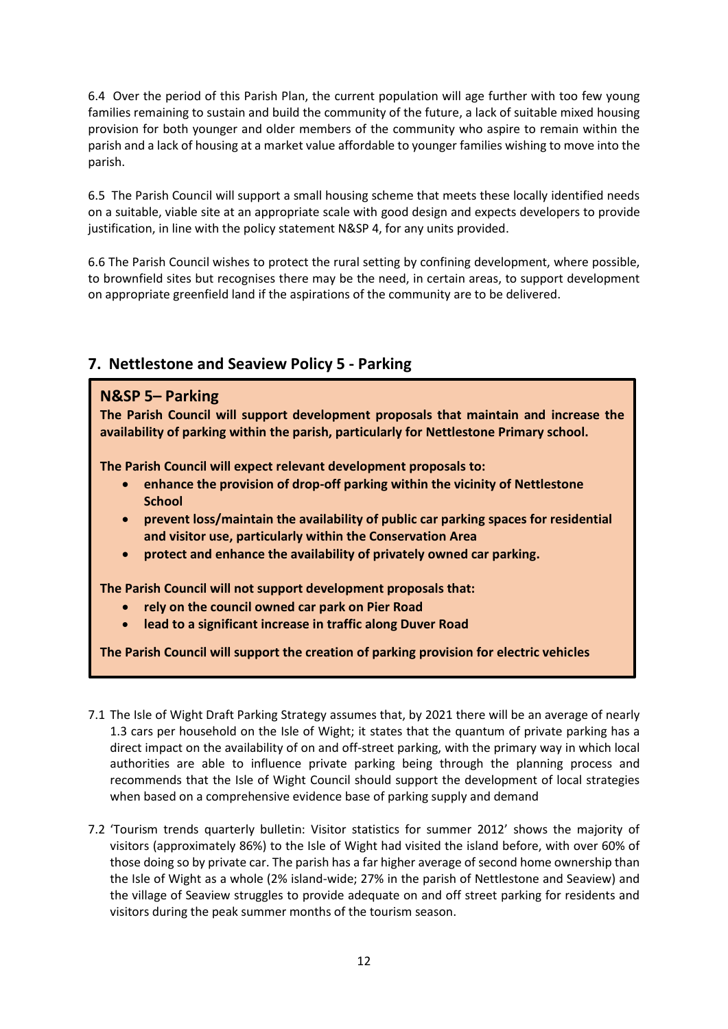6.4 Over the period of this Parish Plan, the current population will age further with too few young families remaining to sustain and build the community of the future, a lack of suitable mixed housing provision for both younger and older members of the community who aspire to remain within the parish and a lack of housing at a market value affordable to younger families wishing to move into the parish.

6.5 The Parish Council will support a small housing scheme that meets these locally identified needs on a suitable, viable site at an appropriate scale with good design and expects developers to provide justification, in line with the policy statement N&SP 4, for any units provided.

6.6 The Parish Council wishes to protect the rural setting by confining development, where possible, to brownfield sites but recognises there may be the need, in certain areas, to support development on appropriate greenfield land if the aspirations of the community are to be delivered.

## 7. Nettlestone and Seaview Policy 5 - Parking

### N&SP 5– Parking

**The Parish Council will support development proposals that maintain and increase the availability of parking within the parish, particularly for Nettlestone Primary school.**

**The Parish Council will expect relevant development proposals to:**

- **enhance the provision of drop-off parking within the vicinity of Nettlestone School**
- **prevent loss/maintain the availability of public car parking spaces for residential and visitor use, particularly within the Conservation Area**
- **protect and enhance the availability of privately owned car parking.**

**The Parish Council will not support development proposals that:**

- **rely on the council owned car park on Pier Road**
- **lead to a significant increase in traffic along Duver Road**

**The Parish Council will support the creation of parking provision for electric vehicles**

7.1 The Isle of Wight Draft Parking Strategy assumes that, by 2021 there will be an average of nearly 1.3 cars per household on the Isle of Wight; it states that the quantum of private parking has a direct impact on the availability of on and off-street parking, with the primary way in which local authorities are able to influence private parking being through the planning process and recommends that the Isle of Wight Council should support the development of local strategies when based on a comprehensive evidence base of parking supply and demand

7.2 'Tourism trends quarterly bulletin: Visitor statistics for summer 2012' shows the majority of visitors (approximately 86%) to the Isle of Wight had visited the island before, with over 60% of those doing so by private car. The parish has a far higher average of second home ownership than the Isle of Wight as a whole (2% island-wide; 27% in the parish of Nettlestone and Seaview) and the village of Seaview struggles to provide adequate on and off street parking for residents and visitors during the peak summer months of the tourism season.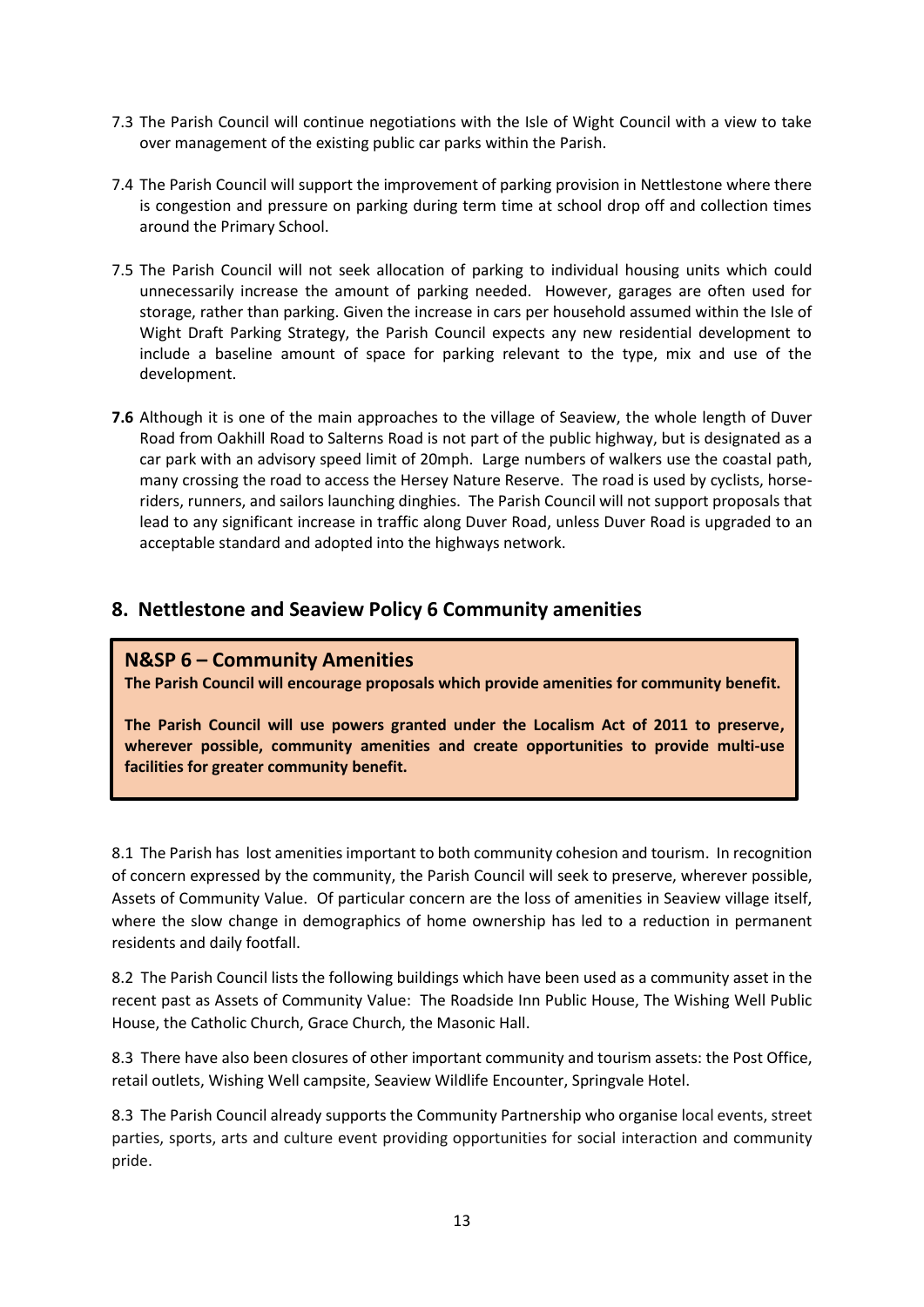7.3 The Parish Council will continue negotiations with the Isle of Wight Council with a view to take over management of the existing public car parks within the Parish.

7.4 The Parish Council will support the improvement of parking provision in Nettlestone where there is congestion and pressure on parking during term time at school drop off and collection times around the Primary School.

7.5 The Parish Council will not seek allocation of parking to individual housing units which could unnecessarily increase the amount of parking needed. However, garages are often used for storage, rather than parking. Given the increase in cars per household assumed within the Isle of Wight Draft Parking Strategy, the Parish Council expects any new residential development to include a baseline amount of space for parking relevant to the type, mix and use of the development.

**7.6** Although it is one of the main approaches to the village of Seaview, the whole length of Duver Road from Oakhill Road to Salterns Road is not part of the public highway, but is designated as a car park with an advisory speed limit of 20mph. Large numbers of walkers use the coastal path, many crossing the road to access the Hersey Nature Reserve. The road is used by cyclists, horse-riders, runners, and sailors launching dinghies. The Parish Council will not support proposals that lead to any significant increase in traffic along Duver Road, unless Duver Road is upgraded to an acceptable standard and adopted into the highways network.

## 8. Nettlestone and Seaview Policy 6 Community amenities

### N&SP 6 – Community Amenities

**The Parish Council will encourage proposals which provide amenities for community benefit.**

**The Parish Council will use powers granted under the Localism Act of 2011 to preserve, wherever possible, community amenities and create opportunities to provide multi-use facilities for greater community benefit.**

8.1 The Parish has lost amenities important to both community cohesion and tourism. In recognition of concern expressed by the community, the Parish Council will seek to preserve, wherever possible, Assets of Community Value. Of particular concern are the loss of amenities in Seaview village itself, where the slow change in demographics of home ownership has led to a reduction in permanent residents and daily footfall.

8.2 The Parish Council lists the following buildings which have been used as a community asset in the recent past as Assets of Community Value: The Roadside Inn Public House, The Wishing Well Public House, the Catholic Church, Grace Church, the Masonic Hall.

8.3 There have also been closures of other important community and tourism assets: the Post Office, retail outlets, Wishing Well campsite, Seaview Wildlife Encounter, Springvale Hotel.

8.3 The Parish Council already supports the Community Partnership who organise local events, street parties, sports, arts and culture event providing opportunities for social interaction and community pride.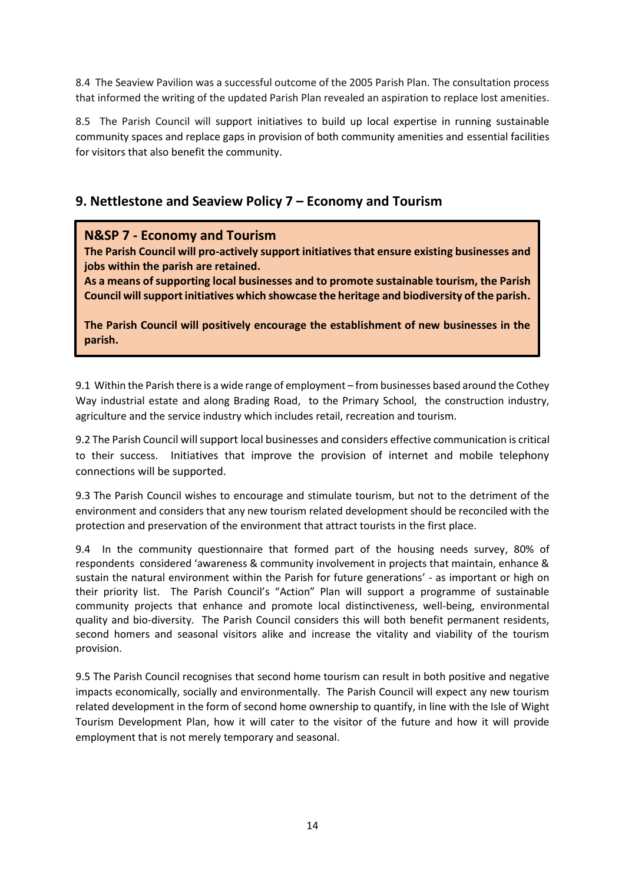8.4 The Seaview Pavilion was a successful outcome of the 2005 Parish Plan. The consultation process that informed the writing of the updated Parish Plan revealed an aspiration to replace lost amenities.

8.5 The Parish Council will support initiatives to build up local expertise in running sustainable community spaces and replace gaps in provision of both community amenities and essential facilities for visitors that also benefit the community.

## 9. Nettlestone and Seaview Policy 7 – Economy and Tourism

> ### N&SP 7 - Economy and Tourism
>
> **The Parish Council will pro-actively support initiatives that ensure existing businesses and jobs within the parish are retained.**
>
> **As a means of supporting local businesses and to promote sustainable tourism, the Parish Council will support initiatives which showcase the heritage and biodiversity of the parish.**
>
> **The Parish Council will positively encourage the establishment of new businesses in the parish.**

9.1 Within the Parish there is a wide range of employment – from businesses based around the Cothey Way industrial estate and along Brading Road, to the Primary School, the construction industry, agriculture and the service industry which includes retail, recreation and tourism.

9.2 The Parish Council will support local businesses and considers effective communication is critical to their success. Initiatives that improve the provision of internet and mobile telephony connections will be supported.

9.3 The Parish Council wishes to encourage and stimulate tourism, but not to the detriment of the environment and considers that any new tourism related development should be reconciled with the protection and preservation of the environment that attract tourists in the first place.

9.4 In the community questionnaire that formed part of the housing needs survey, 80% of respondents considered 'awareness & community involvement in projects that maintain, enhance & sustain the natural environment within the Parish for future generations' - as important or high on their priority list. The Parish Council's "Action" Plan will support a programme of sustainable community projects that enhance and promote local distinctiveness, well-being, environmental quality and bio-diversity. The Parish Council considers this will both benefit permanent residents, second homers and seasonal visitors alike and increase the vitality and viability of the tourism provision.

9.5 The Parish Council recognises that second home tourism can result in both positive and negative impacts economically, socially and environmentally. The Parish Council will expect any new tourism related development in the form of second home ownership to quantify, in line with the Isle of Wight Tourism Development Plan, how it will cater to the visitor of the future and how it will provide employment that is not merely temporary and seasonal.